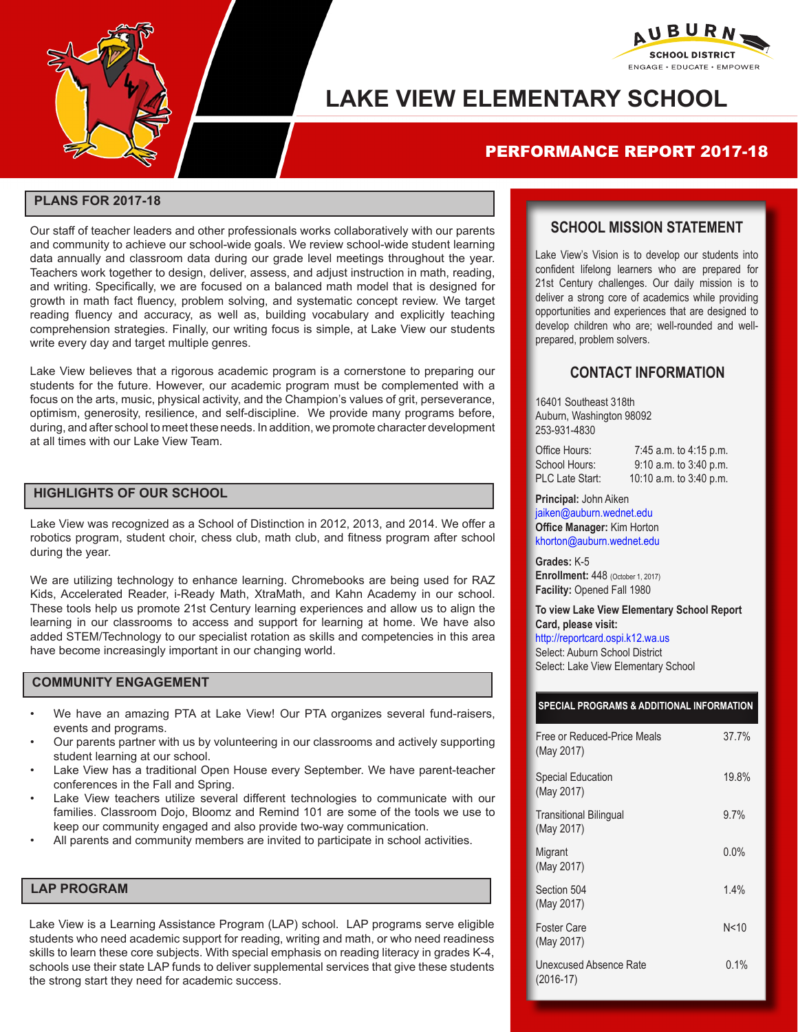AUBURN SCHOOL DISTRICT
ENGAGE • EDUCATE • EMPOWER

# LAKE VIEW ELEMENTARY SCHOOL

## PERFORMANCE REPORT 2017-18

## PLANS FOR 2017-18

Our staff of teacher leaders and other professionals works collaboratively with our parents and community to achieve our school-wide goals. We review school-wide student learning data annually and classroom data during our grade level meetings throughout the year. Teachers work together to design, deliver, assess, and adjust instruction in math, reading, and writing. Specifically, we are focused on a balanced math model that is designed for growth in math fact fluency, problem solving, and systematic concept review. We target reading fluency and accuracy, as well as, building vocabulary and explicitly teaching comprehension strategies. Finally, our writing focus is simple, at Lake View our students write every day and target multiple genres.

Lake View believes that a rigorous academic program is a cornerstone to preparing our students for the future. However, our academic program must be complemented with a focus on the arts, music, physical activity, and the Champion's values of grit, perseverance, optimism, generosity, resilience, and self-discipline. We provide many programs before, during, and after school to meet these needs. In addition, we promote character development at all times with our Lake View Team.

## HIGHLIGHTS OF OUR SCHOOL

Lake View was recognized as a School of Distinction in 2012, 2013, and 2014. We offer a robotics program, student choir, chess club, math club, and fitness program after school during the year.

We are utilizing technology to enhance learning. Chromebooks are being used for RAZ Kids, Accelerated Reader, i-Ready Math, XtraMath, and Kahn Academy in our school. These tools help us promote 21st Century learning experiences and allow us to align the learning in our classrooms to access and support for learning at home. We have also added STEM/Technology to our specialist rotation as skills and competencies in this area have become increasingly important in our changing world.

## COMMUNITY ENGAGEMENT

- We have an amazing PTA at Lake View! Our PTA organizes several fund-raisers, events and programs.
- Our parents partner with us by volunteering in our classrooms and actively supporting student learning at our school.
- Lake View has a traditional Open House every September. We have parent-teacher conferences in the Fall and Spring.
- Lake View teachers utilize several different technologies to communicate with our families. Classroom Dojo, Bloomz and Remind 101 are some of the tools we use to keep our community engaged and also provide two-way communication.
- All parents and community members are invited to participate in school activities.

## LAP PROGRAM

Lake View is a Learning Assistance Program (LAP) school. LAP programs serve eligible students who need academic support for reading, writing and math, or who need readiness skills to learn these core subjects. With special emphasis on reading literacy in grades K-4, schools use their state LAP funds to deliver supplemental services that give these students the strong start they need for academic success.

## SCHOOL MISSION STATEMENT

Lake View's Vision is to develop our students into confident lifelong learners who are prepared for 21st Century challenges. Our daily mission is to deliver a strong core of academics while providing opportunities and experiences that are designed to develop children who are; well-rounded and well-prepared, problem solvers.

## CONTACT INFORMATION

16401 Southeast 318th
Auburn, Washington 98092
253-931-4830

Office Hours: 7:45 a.m. to 4:15 p.m.
School Hours: 9:10 a.m. to 3:40 p.m.
PLC Late Start: 10:10 a.m. to 3:40 p.m.

**Principal:** John Aiken
jaiken@auburn.wednet.edu
**Office Manager:** Kim Horton
khorton@auburn.wednet.edu

**Grades:** K-5
**Enrollment:** 448 (October 1, 2017)
**Facility:** Opened Fall 1980

**To view Lake View Elementary School Report Card, please visit:**
http://reportcard.ospi.k12.wa.us
Select: Auburn School District
Select: Lake View Elementary School

| SPECIAL PROGRAMS & ADDITIONAL INFORMATION | |
|---|---|
| Free or Reduced-Price Meals (May 2017) | 37.7% |
| Special Education (May 2017) | 19.8% |
| Transitional Bilingual (May 2017) | 9.7% |
| Migrant (May 2017) | 0.0% |
| Section 504 (May 2017) | 1.4% |
| Foster Care (May 2017) | N<10 |
| Unexcused Absence Rate (2016-17) | 0.1% |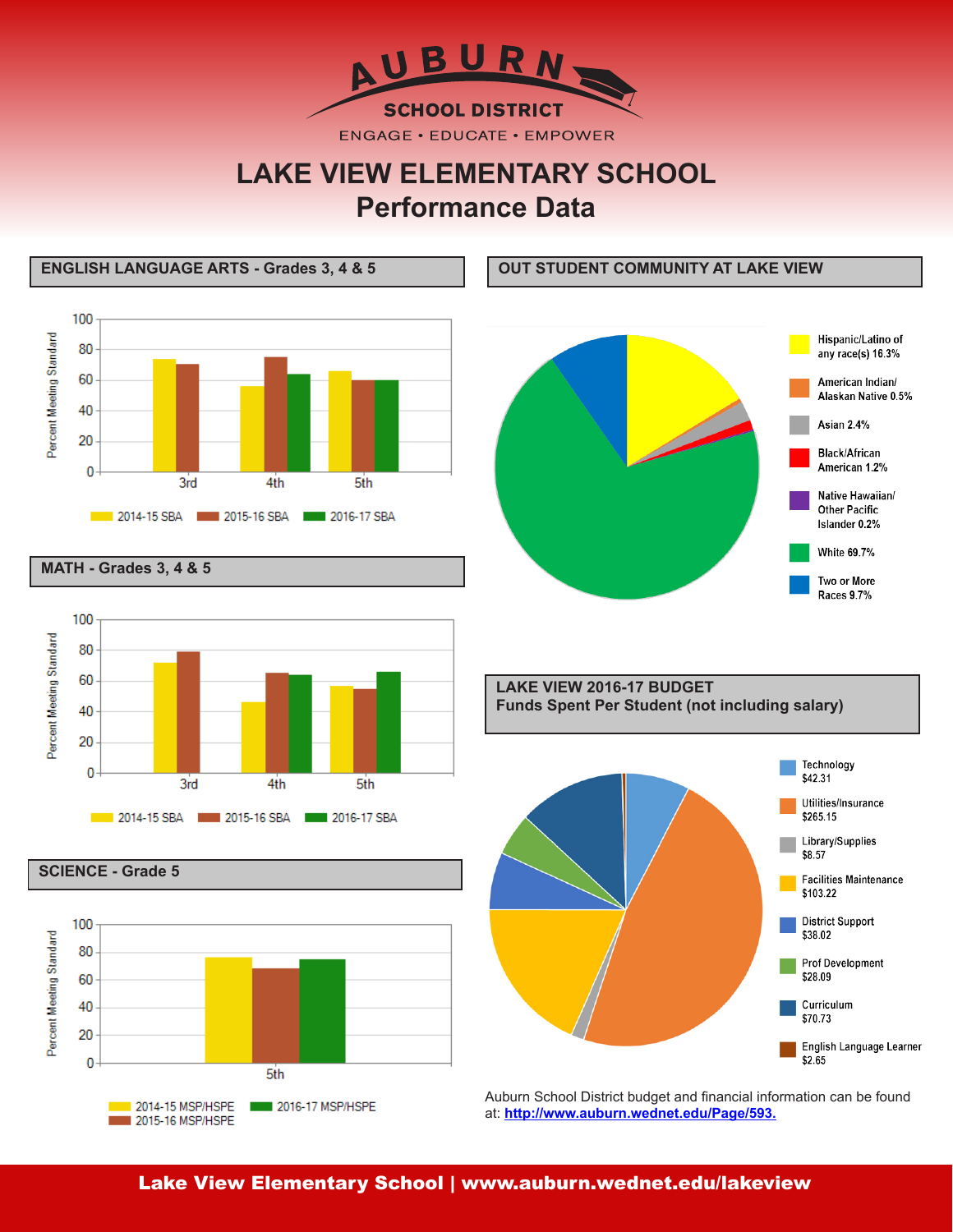AUBURN SCHOOL DISTRICT

ENGAGE • EDUCATE • EMPOWER

# LAKE VIEW ELEMENTARY SCHOOL

## Performance Data

### ENGLISH LANGUAGE ARTS - Grades 3, 4 & 5

Percent Meeting Standard

100
80
60
40
20
0

3rd
4th
5th

2014-15 SBA
2015-16 SBA
2016-17 SBA

### MATH - Grades 3, 4 & 5

Percent Meeting Standard

100
80
60
40
20
0

3rd
4th
5th

2014-15 SBA
2015-16 SBA
2016-17 SBA

### SCIENCE - Grade 5

Percent Meeting Standard

100
80
60
40
20
0

5th

2014-15 MSP/HSPE
2015-16 MSP/HSPE
2016-17 MSP/HSPE

### OUT STUDENT COMMUNITY AT LAKE VIEW

Hispanic/Latino of any race(s) 16.3%
American Indian/ Alaskan Native 0.5%
Asian 2.4%
Black/African American 1.2%
Native Hawaiian/ Other Pacific Islander 0.2%
White 69.7%
Two or More Races 9.7%

### LAKE VIEW 2016-17 BUDGET Funds Spent Per Student (not including salary)

Technology $42.31
Utilities/Insurance $265.15
Library/Supplies $8.57
Facilities Maintenance $103.22
District Support $38.02
Prof Development $28.09
Curriculum $70.73
English Language Learner $2.65

Auburn School District budget and financial information can be found at: [http://www.auburn.wednet.edu/Page/593.](http://www.auburn.wednet.edu/Page/593)

Lake View Elementary School | www.auburn.wednet.edu/lakeview